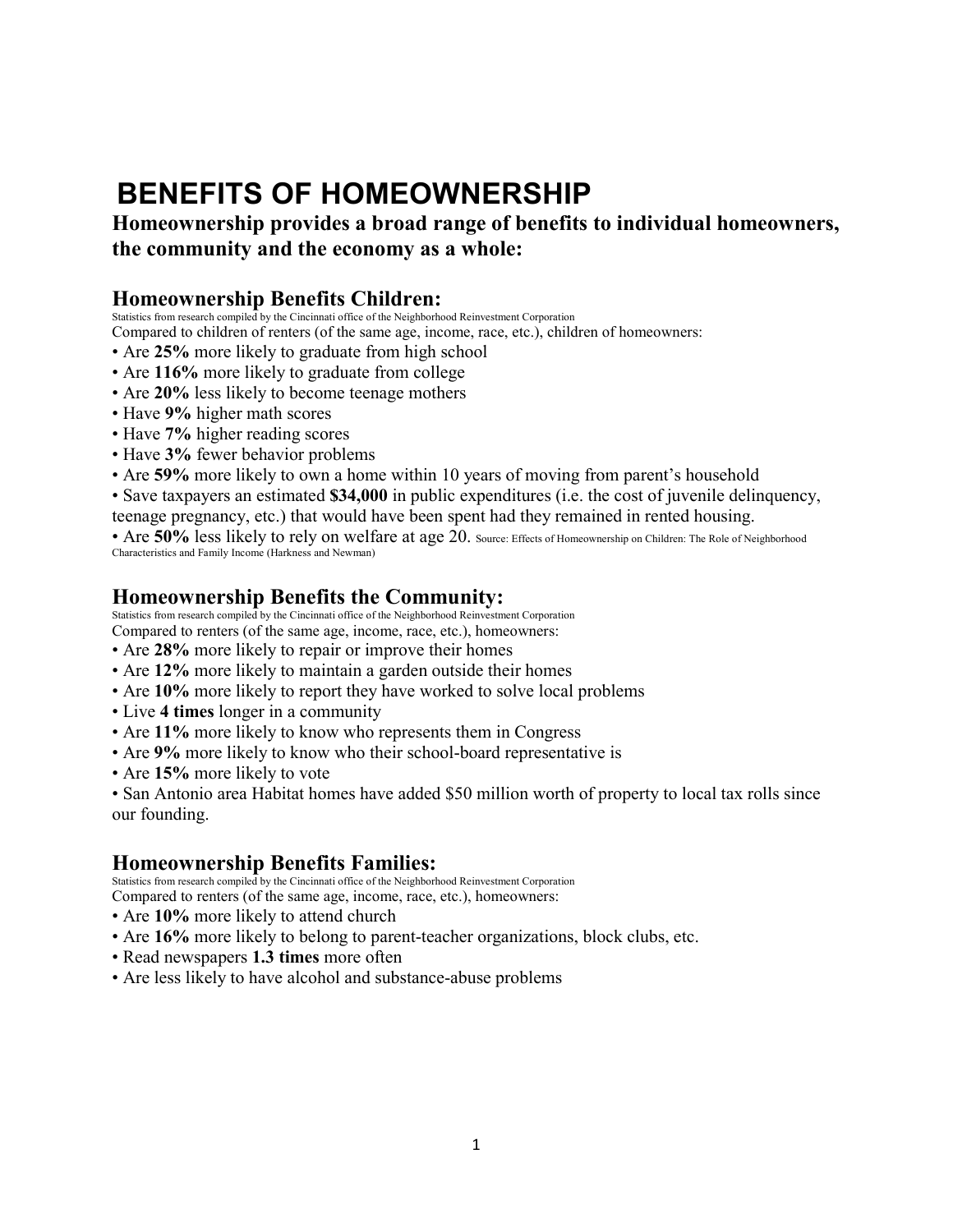# BENEFITS OF HOMEOWNERSHIP

**Homeownership provides a broad range of benefits to individual homeowners, the community and the economy as a whole:**

## Homeownership Benefits Children:

Statistics from research compiled by the Cincinnati office of the Neighborhood Reinvestment Corporation

Compared to children of renters (of the same age, income, race, etc.), children of homeowners:

- Are **25%** more likely to graduate from high school
- Are **116%** more likely to graduate from college
- Are **20%** less likely to become teenage mothers
- Have **9%** higher math scores
- Have **7%** higher reading scores
- Have **3%** fewer behavior problems
- Are **59%** more likely to own a home within 10 years of moving from parent's household
- Save taxpayers an estimated **$34,000** in public expenditures (i.e. the cost of juvenile delinquency, teenage pregnancy, etc.) that would have been spent had they remained in rented housing.
- Are **50%** less likely to rely on welfare at age 20. Source: Effects of Homeownership on Children: The Role of Neighborhood Characteristics and Family Income (Harkness and Newman)

## Homeownership Benefits the Community:

Statistics from research compiled by the Cincinnati office of the Neighborhood Reinvestment Corporation

Compared to renters (of the same age, income, race, etc.), homeowners:

- Are **28%** more likely to repair or improve their homes
- Are **12%** more likely to maintain a garden outside their homes
- Are **10%** more likely to report they have worked to solve local problems
- Live **4 times** longer in a community
- Are **11%** more likely to know who represents them in Congress
- Are **9%** more likely to know who their school-board representative is
- Are **15%** more likely to vote
- San Antonio area Habitat homes have added $50 million worth of property to local tax rolls since our founding.

## Homeownership Benefits Families:

Statistics from research compiled by the Cincinnati office of the Neighborhood Reinvestment Corporation

Compared to renters (of the same age, income, race, etc.), homeowners:

- Are **10%** more likely to attend church
- Are **16%** more likely to belong to parent-teacher organizations, block clubs, etc.
- Read newspapers **1.3 times** more often
- Are less likely to have alcohol and substance-abuse problems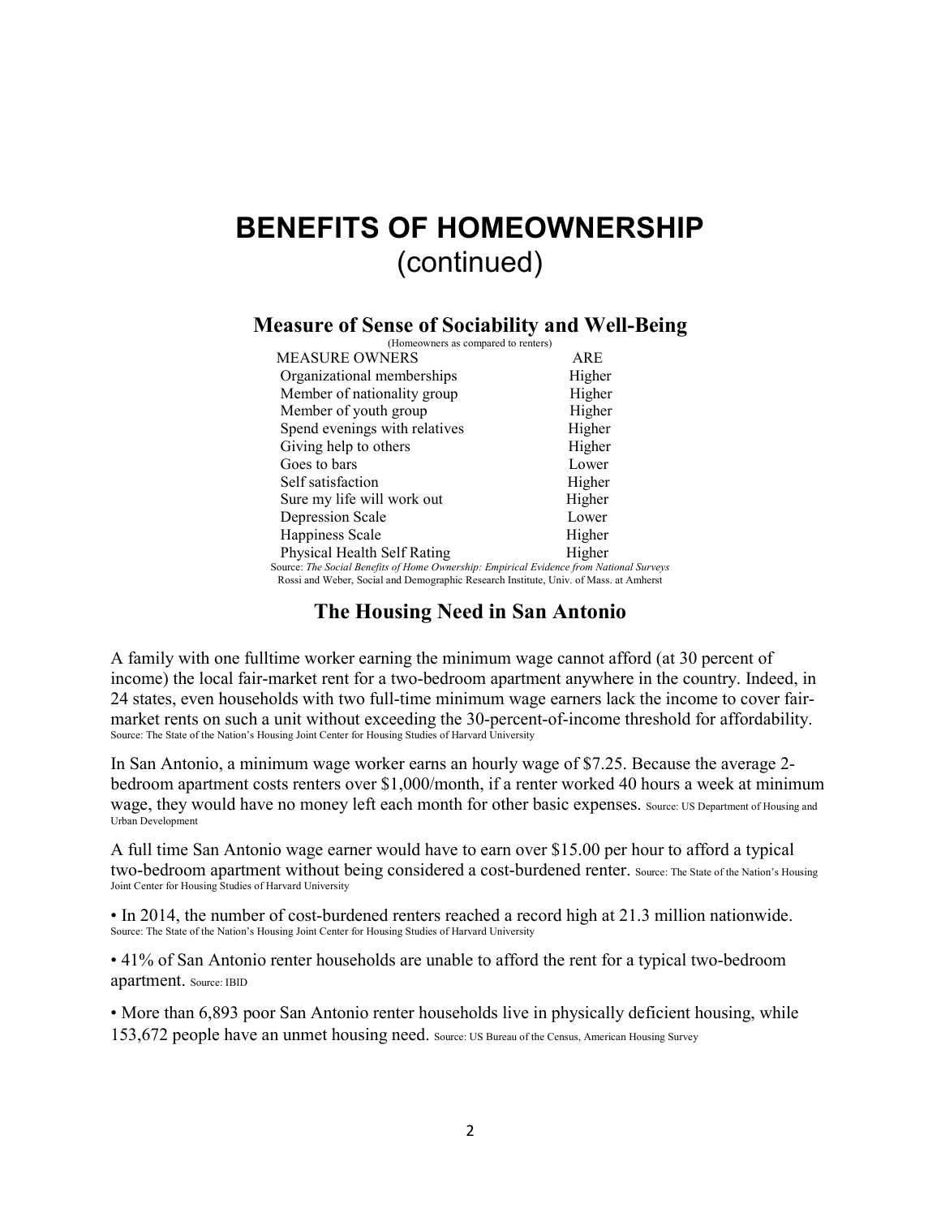# BENEFITS OF HOMEOWNERSHIP
(continued)

## Measure of Sense of Sociability and Well-Being

(Homeowners as compared to renters)

| MEASURE OWNERS | ARE |
|---|---|
| Organizational memberships | Higher |
| Member of nationality group | Higher |
| Member of youth group | Higher |
| Spend evenings with relatives | Higher |
| Giving help to others | Higher |
| Goes to bars | Lower |
| Self satisfaction | Higher |
| Sure my life will work out | Higher |
| Depression Scale | Lower |
| Happiness Scale | Higher |
| Physical Health Self Rating | Higher |

Source: *The Social Benefits of Home Ownership: Empirical Evidence from National Surveys* Rossi and Weber, Social and Demographic Research Institute, Univ. of Mass. at Amherst

## The Housing Need in San Antonio

A family with one fulltime worker earning the minimum wage cannot afford (at 30 percent of income) the local fair-market rent for a two-bedroom apartment anywhere in the country. Indeed, in 24 states, even households with two full-time minimum wage earners lack the income to cover fair-market rents on such a unit without exceeding the 30-percent-of-income threshold for affordability. Source: The State of the Nation's Housing Joint Center for Housing Studies of Harvard University

In San Antonio, a minimum wage worker earns an hourly wage of $7.25. Because the average 2-bedroom apartment costs renters over $1,000/month, if a renter worked 40 hours a week at minimum wage, they would have no money left each month for other basic expenses. Source: US Department of Housing and Urban Development

A full time San Antonio wage earner would have to earn over $15.00 per hour to afford a typical two-bedroom apartment without being considered a cost-burdened renter. Source: The State of the Nation's Housing Joint Center for Housing Studies of Harvard University

- In 2014, the number of cost-burdened renters reached a record high at 21.3 million nationwide. Source: The State of the Nation's Housing Joint Center for Housing Studies of Harvard University
- 41% of San Antonio renter households are unable to afford the rent for a typical two-bedroom apartment. Source: IBID
- More than 6,893 poor San Antonio renter households live in physically deficient housing, while 153,672 people have an unmet housing need. Source: US Bureau of the Census, American Housing Survey